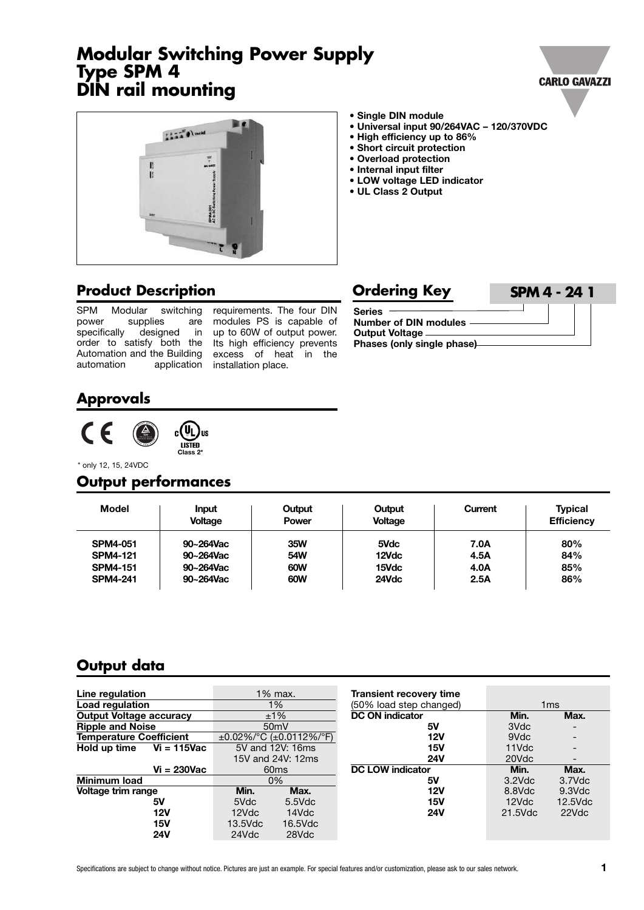# Modular Switching Power Supply Type SPM 4 DIN rail mounting

- **Single DIN module**
- **Universal input 90/264VAC – 120/370VDC**
- **High efficiency up to 86%**
- **Short circuit protection**
- **Overload protection**
- **Internal input filter**
- **LOW voltage LED indicator**
- **UL Class 2 Output**

## Product Description

SPM Modular switching power supplies are specifically designed in order to satisfy both the Automation and the Building automation application requirements. The four DIN modules PS is capable of up to 60W of output power. Its high efficiency prevents excess of heat in the installation place.

## Ordering Key

**SPM 4 - 24 1**

- **Series**
- **Number of DIN modules**
- **Output Voltage**
- **Phases (only single phase)**

## Approvals

CE, TÜV, cULus LISTED Class 2*

\* only 12, 15, 24VDC

## Output performances

| Model | Input Voltage | Output Power | Output Voltage | Current | Typical Efficiency |
|---|---|---|---|---|---|
| **SPM4-051** | **90~264Vac** | **35W** | **5Vdc** | **7.0A** | **80%** |
| **SPM4-121** | **90~264Vac** | **54W** | **12Vdc** | **4.5A** | **84%** |
| **SPM4-151** | **90~264Vac** | **60W** | **15Vdc** | **4.0A** | **85%** |
| **SPM4-241** | **90~264Vac** | **60W** | **24Vdc** | **2.5A** | **86%** |

## Output data

| | | | |
|---|---|---|---|
| **Line regulation** | | 1% max. | |
| **Load regulation** | | 1% | |
| **Output Voltage accuracy** | | ±1% | |
| **Ripple and Noise** | | 50mV | |
| **Temperature Coefficient** | | ±0.02%/°C (±0.0112%/°F) | |
| **Hold up time** | **Vi = 115Vac** | 5V and 12V: 16ms<br>15V and 24V: 12ms | |
| | **Vi = 230Vac** | 60ms | |
| **Minimum load** | | 0% | |
| **Voltage trim range** | | **Min.** | **Max.** |
| | **5V** | 5Vdc | 5.5Vdc |
| | **12V** | 12Vdc | 14Vdc |
| | **15V** | 13.5Vdc | 16.5Vdc |
| | **24V** | 24Vdc | 28Vdc |

| | | |
|---|---|---|
| **Transient recovery time** (50% load step changed) | 1ms | |
| **DC ON indicator** | **Min.** | **Max.** |
| **5V** | 3Vdc | - |
| **12V** | 9Vdc | - |
| **15V** | 11Vdc | - |
| **24V** | 20Vdc | - |
| **DC LOW indicator** | **Min.** | **Max.** |
| **5V** | 3.2Vdc | 3.7Vdc |
| **12V** | 8.8Vdc | 9.3Vdc |
| **15V** | 12Vdc | 12.5Vdc |
| **24V** | 21.5Vdc | 22Vdc |

Specifications are subject to change without notice. Pictures are just an example. For special features and/or customization, please ask to our sales network.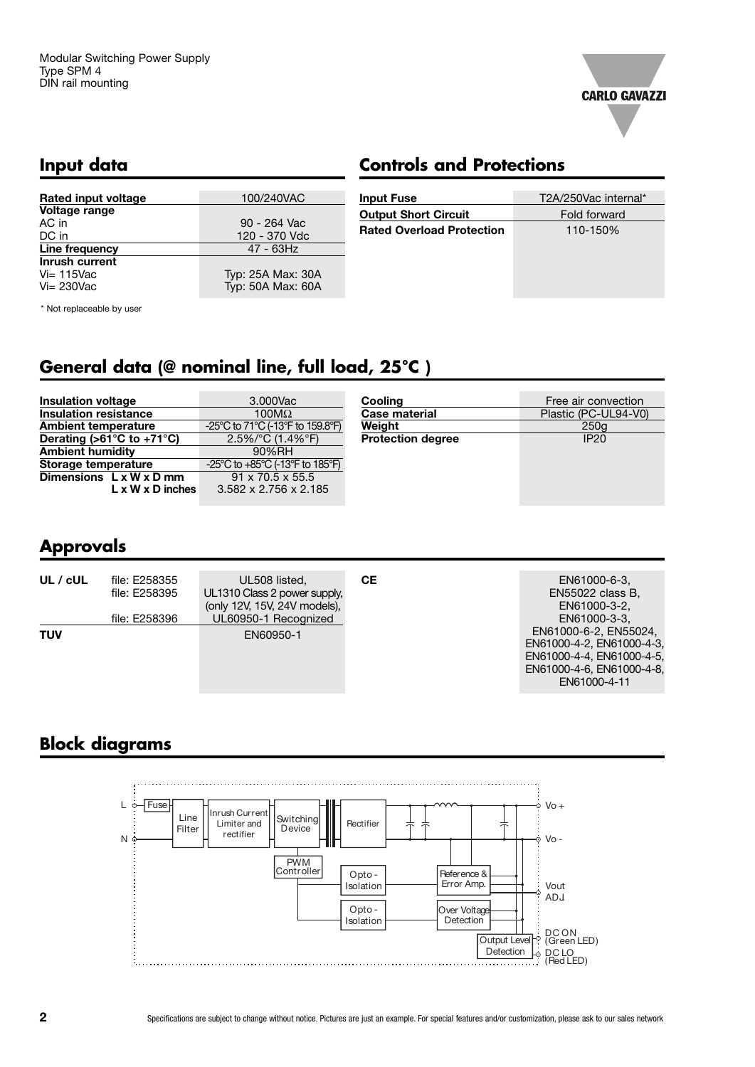## Input data

| Rated input voltage | 100/240VAC |
|---|---|
| **Voltage range** | |
| AC in | 90 - 264 Vac |
| DC in | 120 - 370 Vdc |
| **Line frequency** | 47 - 63Hz |
| **Inrush current** | |
| Vi= 115Vac | Typ: 25A Max: 30A |
| Vi= 230Vac | Typ: 50A Max: 60A |

* Not replaceable by user

## Controls and Protections

| Input Fuse | T2A/250Vac internal* |
|---|---|
| **Output Short Circuit** | Fold forward |
| **Rated Overload Protection** | 110-150% |

## General data (@ nominal line, full load, 25°C )

| Insulation voltage | 3.000Vac |
|---|---|
| **Insulation resistance** | 100MΩ |
| **Ambient temperature** | -25°C to 71°C (-13°F to 159.8°F) |
| **Derating (>61°C to +71°C)** | 2.5%/°C (1.4%°F) |
| **Ambient humidity** | 90%RH |
| **Storage temperature** | -25°C to +85°C (-13°F to 185°F) |
| **Dimensions L x W x D mm** | 91 x 70.5 x 55.5 |
| **L x W x D inches** | 3.582 x 2.756 x 2.185 |

| Cooling | Free air convection |
|---|---|
| **Case material** | Plastic (PC-UL94-V0) |
| **Weight** | 250g |
| **Protection degree** | IP20 |

## Approvals

| | | |
|---|---|---|
| **UL / cUL** | file: E258355 | UL508 listed, |
| | file: E258395 | UL1310 Class 2 power supply, (only 12V, 15V, 24V models), |
| | file: E258396 | UL60950-1 Recognized |
| **TUV** | | EN60950-1 |

| | |
|---|---|
| **CE** | EN61000-6-3, EN55022 class B, EN61000-3-2, EN61000-3-3, EN61000-6-2, EN55024, EN61000-4-2, EN61000-4-3, EN61000-4-4, EN61000-4-5, EN61000-4-6, EN61000-4-8, EN61000-4-11 |

## Block diagrams

L, N, Fuse, Line Filter, Inrush Current Limiter and rectifier, Switching Device, Rectifier, PWM Controller, Opto - Isolation, Opto - Isolation, Reference & Error Amp., Over Voltage Detection, Output Level Detection, Vo +, Vo -, Vout ADJ, DC ON (Green LED), DC LO (Red LED)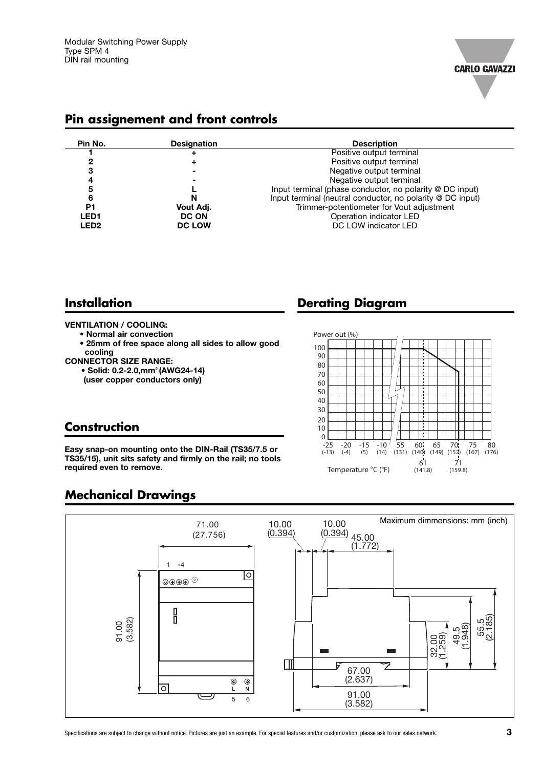## Pin assignement and front controls

| Pin No. | Designation | Description |
| --- | --- | --- |
| 1 | + | Positive output terminal |
| 2 | + | Positive output terminal |
| 3 | - | Negative output terminal |
| 4 | - | Negative output terminal |
| 5 | L | Input terminal (phase conductor, no polarity @ DC input) |
| 6 | N | Input terminal (neutral conductor, no polarity @ DC input) |
| P1 | Vout Adj. | Trimmer-potentiometer for Vout adjustment |
| LED1 | DC ON | Operation indicator LED |
| LED2 | DC LOW | DC LOW indicator LED |

## Installation

**VENTILATION / COOLING:**

- **Normal air convection**
- **25mm of free space along all sides to allow good cooling**

**CONNECTOR SIZE RANGE:**

- **Solid: 0.2-2.0,mm² (AWG24-14) (user copper conductors only)**

## Construction

**Easy snap-on mounting onto the DIN-Rail (TS35/7.5 or TS35/15), unit sits safety and firmly on the rail; no tools required even to remove.**

## Derating Diagram

Power out (%)

100, 90, 80, 70, 60, 50, 40, 30, 20, 10, 0

-25 (-13), -20 (-4), -15 (5), -10 (14), 55 (131), 60 (140), 65 (149), 70 (152), 75 (167), 80 (176)

61 (141.8), 71 (159.8)

Temperature °C (°F)

## Mechanical Drawings

Maximum dimmensions: mm (inch)

71.00 (27.756)

10.00 (0.394)

10.00 (0.394)

45.00 (1.772)

1→4

91.00 (3.582)

32.00 (1.259)

49.5 (1.948)

55.5 (2.185)

67.00 (2.637)

91.00 (3.582)

L N

5 6